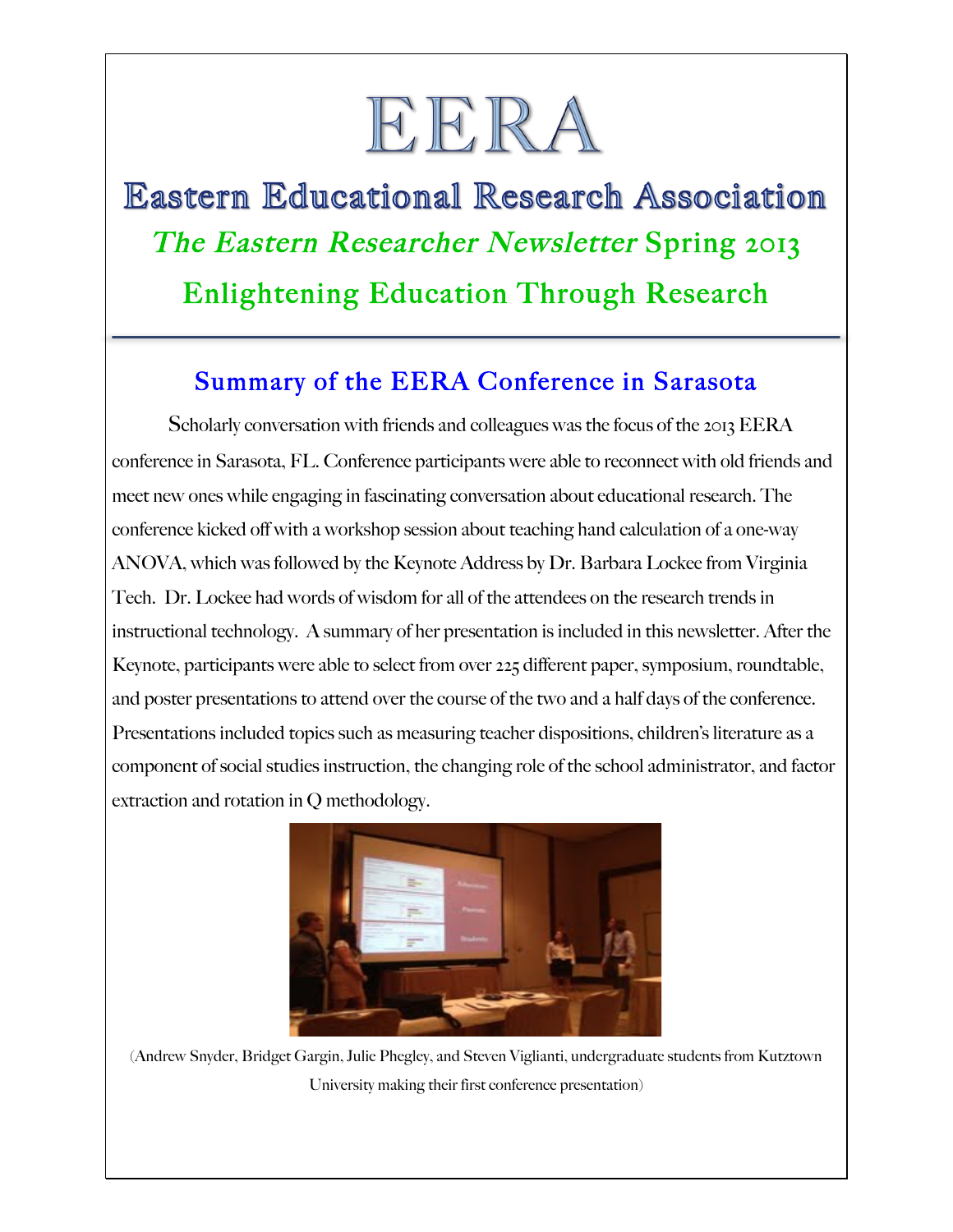# EERA

## Eastern Educational Research Association

*The Eastern Researcher Newsletter* Spring 2013

Enlightening Education Through Research

### Summary of the EERA Conference in Sarasota

Scholarly conversation with friends and colleagues was the focus of the 2013 EERA conference in Sarasota, FL. Conference participants were able to reconnect with old friends and meet new ones while engaging in fascinating conversation about educational research. The conference kicked off with a workshop session about teaching hand calculation of a one-way ANOVA, which was followed by the Keynote Address by Dr. Barbara Lockee from Virginia Tech. Dr. Lockee had words of wisdom for all of the attendees on the research trends in instructional technology. A summary of her presentation is included in this newsletter. After the Keynote, participants were able to select from over 225 different paper, symposium, roundtable, and poster presentations to attend over the course of the two and a half days of the conference. Presentations included topics such as measuring teacher dispositions, children's literature as a component of social studies instruction, the changing role of the school administrator, and factor extraction and rotation in Q methodology.

(Andrew Snyder, Bridget Gargin, Julie Phegley, and Steven Viglianti, undergraduate students from Kutztown University making their first conference presentation)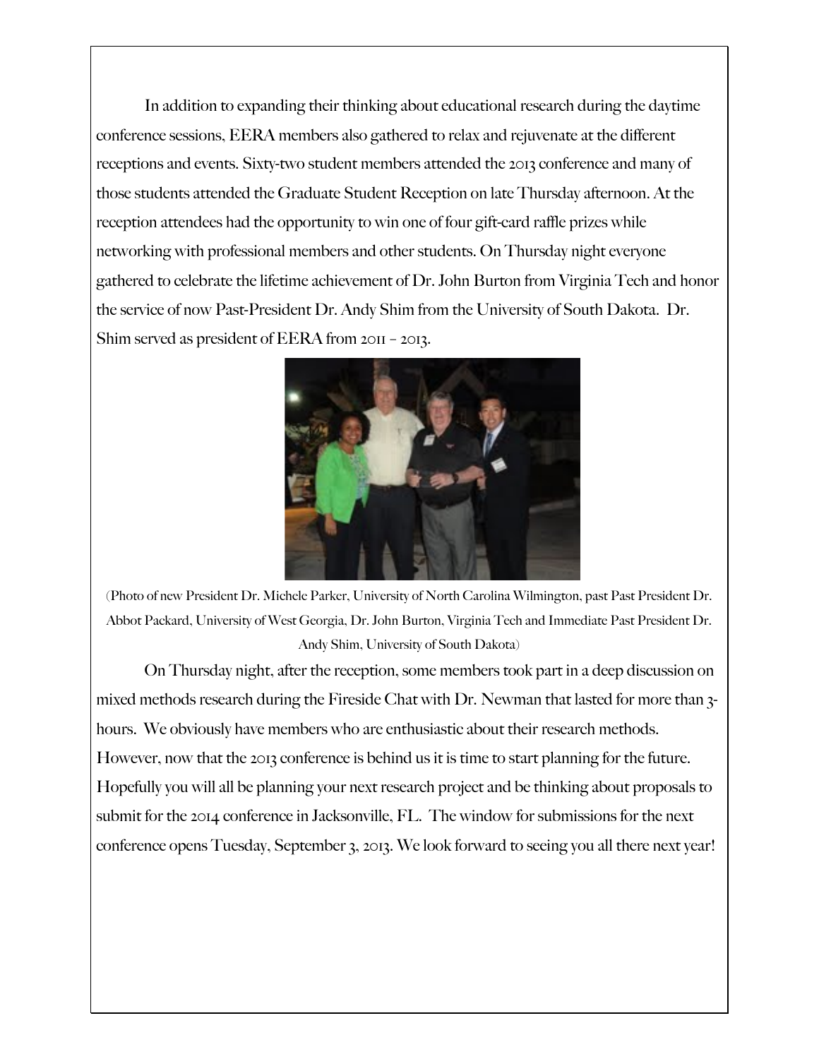In addition to expanding their thinking about educational research during the daytime conference sessions, EERA members also gathered to relax and rejuvenate at the different receptions and events. Sixty-two student members attended the 2013 conference and many of those students attended the Graduate Student Reception on late Thursday afternoon. At the reception attendees had the opportunity to win one of four gift-card raffle prizes while networking with professional members and other students. On Thursday night everyone gathered to celebrate the lifetime achievement of Dr. John Burton from Virginia Tech and honor the service of now Past-President Dr. Andy Shim from the University of South Dakota. Dr. Shim served as president of EERA from 2011 – 2013.

(Photo of new President Dr. Michele Parker, University of North Carolina Wilmington, past Past President Dr. Abbot Packard, University of West Georgia, Dr. John Burton, Virginia Tech and Immediate Past President Dr. Andy Shim, University of South Dakota)

On Thursday night, after the reception, some members took part in a deep discussion on mixed methods research during the Fireside Chat with Dr. Newman that lasted for more than 3-hours. We obviously have members who are enthusiastic about their research methods. However, now that the 2013 conference is behind us it is time to start planning for the future. Hopefully you will all be planning your next research project and be thinking about proposals to submit for the 2014 conference in Jacksonville, FL. The window for submissions for the next conference opens Tuesday, September 3, 2013. We look forward to seeing you all there next year!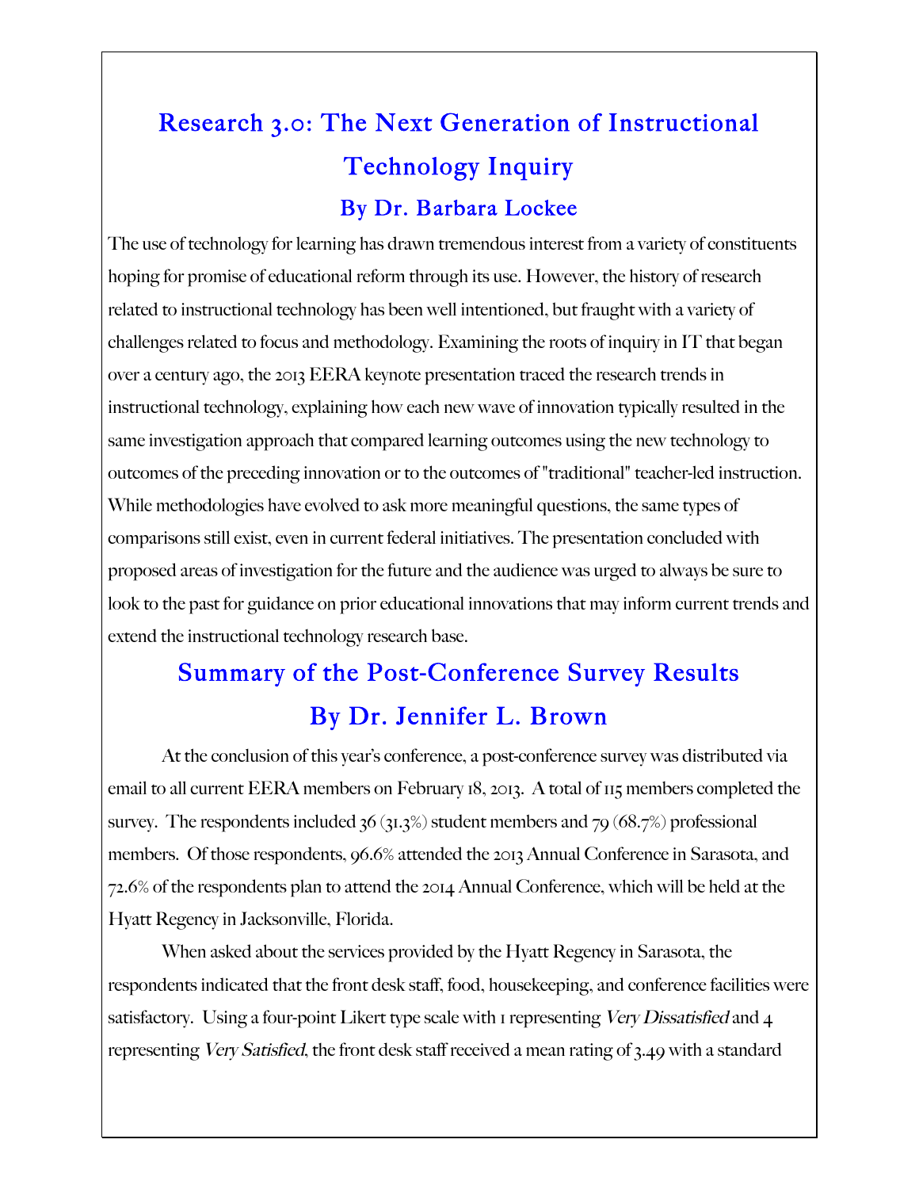## Research 3.0: The Next Generation of Instructional Technology Inquiry

### By Dr. Barbara Lockee

The use of technology for learning has drawn tremendous interest from a variety of constituents hoping for promise of educational reform through its use. However, the history of research related to instructional technology has been well intentioned, but fraught with a variety of challenges related to focus and methodology. Examining the roots of inquiry in IT that began over a century ago, the 2013 EERA keynote presentation traced the research trends in instructional technology, explaining how each new wave of innovation typically resulted in the same investigation approach that compared learning outcomes using the new technology to outcomes of the preceding innovation or to the outcomes of "traditional" teacher-led instruction. While methodologies have evolved to ask more meaningful questions, the same types of comparisons still exist, even in current federal initiatives. The presentation concluded with proposed areas of investigation for the future and the audience was urged to always be sure to look to the past for guidance on prior educational innovations that may inform current trends and extend the instructional technology research base.

## Summary of the Post-Conference Survey Results

### By Dr. Jennifer L. Brown

At the conclusion of this year's conference, a post-conference survey was distributed via email to all current EERA members on February 18, 2013. A total of 115 members completed the survey. The respondents included 36 (31.3%) student members and 79 (68.7%) professional members. Of those respondents, 96.6% attended the 2013 Annual Conference in Sarasota, and 72.6% of the respondents plan to attend the 2014 Annual Conference, which will be held at the Hyatt Regency in Jacksonville, Florida.

When asked about the services provided by the Hyatt Regency in Sarasota, the respondents indicated that the front desk staff, food, housekeeping, and conference facilities were satisfactory. Using a four-point Likert type scale with 1 representing *Very Dissatisfied* and 4 representing *Very Satisfied*, the front desk staff received a mean rating of 3.49 with a standard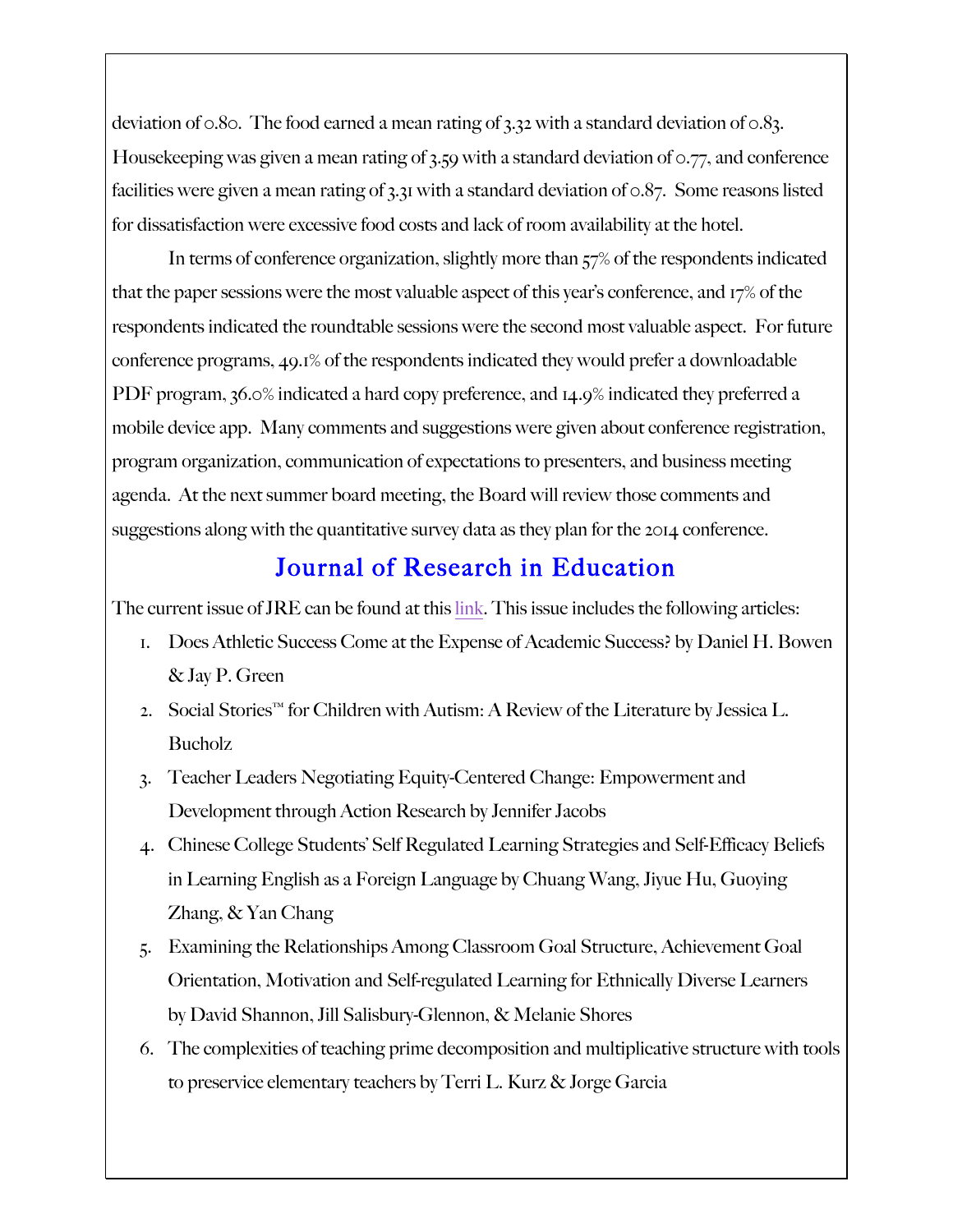deviation of 0.80. The food earned a mean rating of 3.32 with a standard deviation of 0.83. Housekeeping was given a mean rating of 3.59 with a standard deviation of 0.77, and conference facilities were given a mean rating of 3.31 with a standard deviation of 0.87. Some reasons listed for dissatisfaction were excessive food costs and lack of room availability at the hotel.

In terms of conference organization, slightly more than 57% of the respondents indicated that the paper sessions were the most valuable aspect of this year's conference, and 17% of the respondents indicated the roundtable sessions were the second most valuable aspect. For future conference programs, 49.1% of the respondents indicated they would prefer a downloadable PDF program, 36.0% indicated a hard copy preference, and 14.9% indicated they preferred a mobile device app. Many comments and suggestions were given about conference registration, program organization, communication of expectations to presenters, and business meeting agenda. At the next summer board meeting, the Board will review those comments and suggestions along with the quantitative survey data as they plan for the 2014 conference.

## Journal of Research in Education

The current issue of JRE can be found at this link. This issue includes the following articles:

1. Does Athletic Success Come at the Expense of Academic Success? by Daniel H. Bowen & Jay P. Green
2. Social Stories™ for Children with Autism: A Review of the Literature by Jessica L. Bucholz
3. Teacher Leaders Negotiating Equity-Centered Change: Empowerment and Development through Action Research by Jennifer Jacobs
4. Chinese College Students' Self Regulated Learning Strategies and Self-Efficacy Beliefs in Learning English as a Foreign Language by Chuang Wang, Jiyue Hu, Guoying Zhang, & Yan Chang
5. Examining the Relationships Among Classroom Goal Structure, Achievement Goal Orientation, Motivation and Self-regulated Learning for Ethnically Diverse Learners by David Shannon, Jill Salisbury-Glennon, & Melanie Shores
6. The complexities of teaching prime decomposition and multiplicative structure with tools to preservice elementary teachers by Terri L. Kurz & Jorge Garcia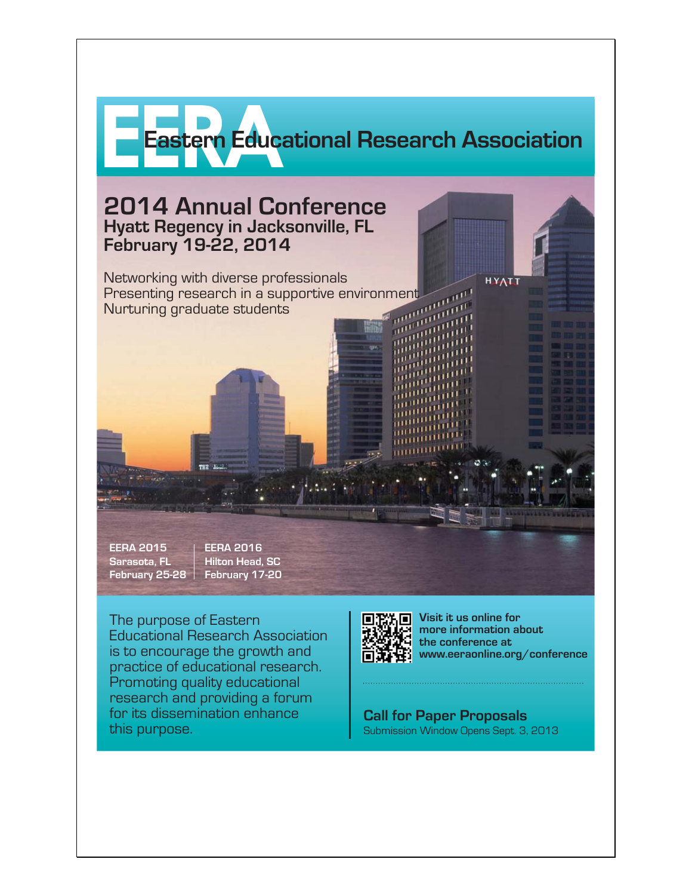# EERA Eastern Educational Research Association

## 2014 Annual Conference

**Hyatt Regency in Jacksonville, FL**
**February 19-22, 2014**

Networking with diverse professionals
Presenting research in a supportive environment
Nurturing graduate students

HYATT

**EERA 2015**
**Sarasota, FL**
**February 25-28**

**EERA 2016**
**Hilton Head, SC**
**February 17-20**

The purpose of Eastern Educational Research Association is to encourage the growth and practice of educational research. Promoting quality educational research and providing a forum for its dissemination enhance this purpose.

**Visit it us online for more information about the conference at www.eeraonline.org/conference**

**Call for Paper Proposals**

Submission Window Opens Sept. 3, 2013